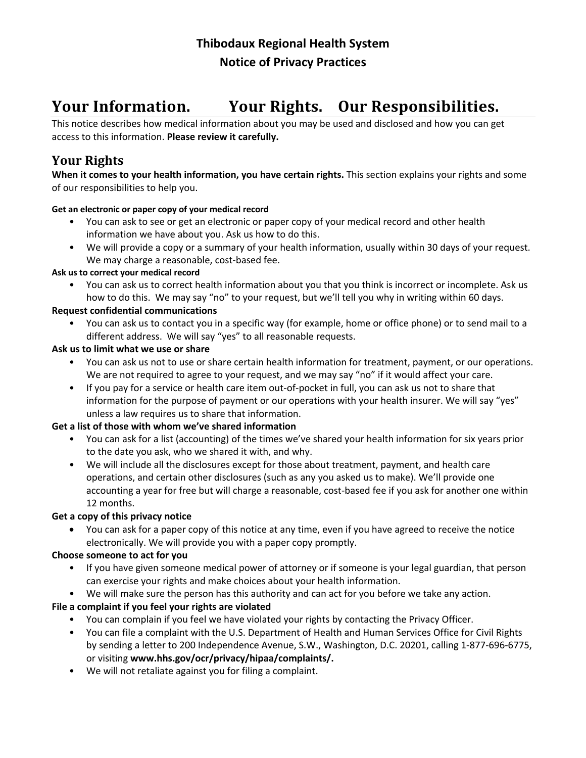**Thibodaux Regional Health System**

**Notice of Privacy Practices**

# Your Information. Your Rights. Our Responsibilities.

This notice describes how medical information about you may be used and disclosed and how you can get access to this information. **Please review it carefully.**

## Your Rights

**When it comes to your health information, you have certain rights.** This section explains your rights and some of our responsibilities to help you.

**Get an electronic or paper copy of your medical record**

- You can ask to see or get an electronic or paper copy of your medical record and other health information we have about you. Ask us how to do this.
- We will provide a copy or a summary of your health information, usually within 30 days of your request. We may charge a reasonable, cost-based fee.

**Ask us to correct your medical record**

- You can ask us to correct health information about you that you think is incorrect or incomplete. Ask us how to do this. We may say "no" to your request, but we'll tell you why in writing within 60 days.

**Request confidential communications**

- You can ask us to contact you in a specific way (for example, home or office phone) or to send mail to a different address. We will say "yes" to all reasonable requests.

**Ask us to limit what we use or share**

- You can ask us not to use or share certain health information for treatment, payment, or our operations. We are not required to agree to your request, and we may say "no" if it would affect your care.
- If you pay for a service or health care item out-of-pocket in full, you can ask us not to share that information for the purpose of payment or our operations with your health insurer. We will say "yes" unless a law requires us to share that information.

**Get a list of those with whom we've shared information**

- You can ask for a list (accounting) of the times we've shared your health information for six years prior to the date you ask, who we shared it with, and why.
- We will include all the disclosures except for those about treatment, payment, and health care operations, and certain other disclosures (such as any you asked us to make). We'll provide one accounting a year for free but will charge a reasonable, cost-based fee if you ask for another one within 12 months.

**Get a copy of this privacy notice**

- You can ask for a paper copy of this notice at any time, even if you have agreed to receive the notice electronically. We will provide you with a paper copy promptly.

**Choose someone to act for you**

- If you have given someone medical power of attorney or if someone is your legal guardian, that person can exercise your rights and make choices about your health information.
- We will make sure the person has this authority and can act for you before we take any action.

**File a complaint if you feel your rights are violated**

- You can complain if you feel we have violated your rights by contacting the Privacy Officer.
- You can file a complaint with the U.S. Department of Health and Human Services Office for Civil Rights by sending a letter to 200 Independence Avenue, S.W., Washington, D.C. 20201, calling 1-877-696-6775, or visiting **www.hhs.gov/ocr/privacy/hipaa/complaints/.**
- We will not retaliate against you for filing a complaint.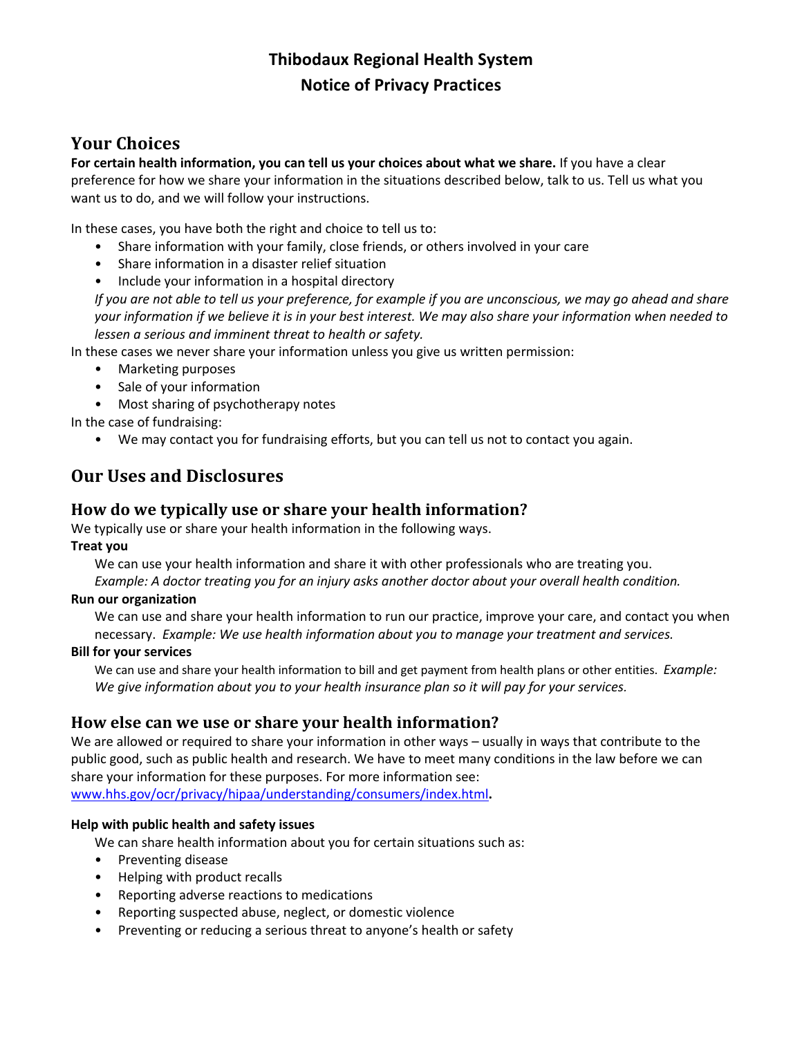# Thibodaux Regional Health System
# Notice of Privacy Practices

## Your Choices

**For certain health information, you can tell us your choices about what we share.** If you have a clear preference for how we share your information in the situations described below, talk to us. Tell us what you want us to do, and we will follow your instructions.

In these cases, you have both the right and choice to tell us to:

- Share information with your family, close friends, or others involved in your care
- Share information in a disaster relief situation
- Include your information in a hospital directory

*If you are not able to tell us your preference, for example if you are unconscious, we may go ahead and share your information if we believe it is in your best interest. We may also share your information when needed to lessen a serious and imminent threat to health or safety.*

In these cases we never share your information unless you give us written permission:

- Marketing purposes
- Sale of your information
- Most sharing of psychotherapy notes

In the case of fundraising:

- We may contact you for fundraising efforts, but you can tell us not to contact you again.

## Our Uses and Disclosures

### How do we typically use or share your health information?

We typically use or share your health information in the following ways.

**Treat you**

We can use your health information and share it with other professionals who are treating you.
*Example: A doctor treating you for an injury asks another doctor about your overall health condition.*

**Run our organization**

We can use and share your health information to run our practice, improve your care, and contact you when necessary. *Example: We use health information about you to manage your treatment and services.*

**Bill for your services**

We can use and share your health information to bill and get payment from health plans or other entities. *Example: We give information about you to your health insurance plan so it will pay for your services.*

### How else can we use or share your health information?

We are allowed or required to share your information in other ways – usually in ways that contribute to the public good, such as public health and research. We have to meet many conditions in the law before we can share your information for these purposes. For more information see: www.hhs.gov/ocr/privacy/hipaa/understanding/consumers/index.html**.**

**Help with public health and safety issues**

We can share health information about you for certain situations such as:

- Preventing disease
- Helping with product recalls
- Reporting adverse reactions to medications
- Reporting suspected abuse, neglect, or domestic violence
- Preventing or reducing a serious threat to anyone's health or safety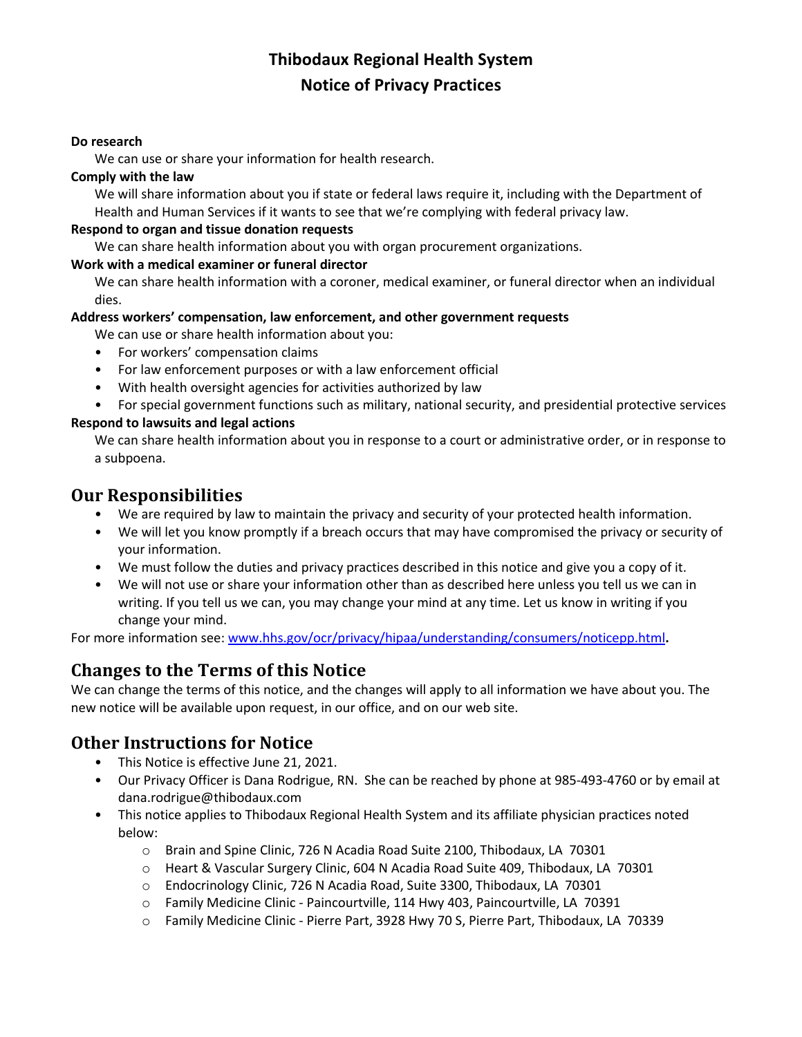# Thibodaux Regional Health System
# Notice of Privacy Practices

**Do research**

We can use or share your information for health research.

**Comply with the law**

We will share information about you if state or federal laws require it, including with the Department of Health and Human Services if it wants to see that we're complying with federal privacy law.

**Respond to organ and tissue donation requests**

We can share health information about you with organ procurement organizations.

**Work with a medical examiner or funeral director**

We can share health information with a coroner, medical examiner, or funeral director when an individual dies.

**Address workers' compensation, law enforcement, and other government requests**

We can use or share health information about you:

- For workers' compensation claims
- For law enforcement purposes or with a law enforcement official
- With health oversight agencies for activities authorized by law
- For special government functions such as military, national security, and presidential protective services

**Respond to lawsuits and legal actions**

We can share health information about you in response to a court or administrative order, or in response to a subpoena.

## Our Responsibilities

- We are required by law to maintain the privacy and security of your protected health information.
- We will let you know promptly if a breach occurs that may have compromised the privacy or security of your information.
- We must follow the duties and privacy practices described in this notice and give you a copy of it.
- We will not use or share your information other than as described here unless you tell us we can in writing. If you tell us we can, you may change your mind at any time. Let us know in writing if you change your mind.

For more information see: [www.hhs.gov/ocr/privacy/hipaa/understanding/consumers/noticepp.html](http://www.hhs.gov/ocr/privacy/hipaa/understanding/consumers/noticepp.html).

## Changes to the Terms of this Notice

We can change the terms of this notice, and the changes will apply to all information we have about you. The new notice will be available upon request, in our office, and on our web site.

## Other Instructions for Notice

- This Notice is effective June 21, 2021.
- Our Privacy Officer is Dana Rodrigue, RN. She can be reached by phone at 985-493-4760 or by email at dana.rodrigue@thibodaux.com
- This notice applies to Thibodaux Regional Health System and its affiliate physician practices noted below:
  - Brain and Spine Clinic, 726 N Acadia Road Suite 2100, Thibodaux, LA 70301
  - Heart & Vascular Surgery Clinic, 604 N Acadia Road Suite 409, Thibodaux, LA 70301
  - Endocrinology Clinic, 726 N Acadia Road, Suite 3300, Thibodaux, LA 70301
  - Family Medicine Clinic - Paincourtville, 114 Hwy 403, Paincourtville, LA 70391
  - Family Medicine Clinic - Pierre Part, 3928 Hwy 70 S, Pierre Part, Thibodaux, LA 70339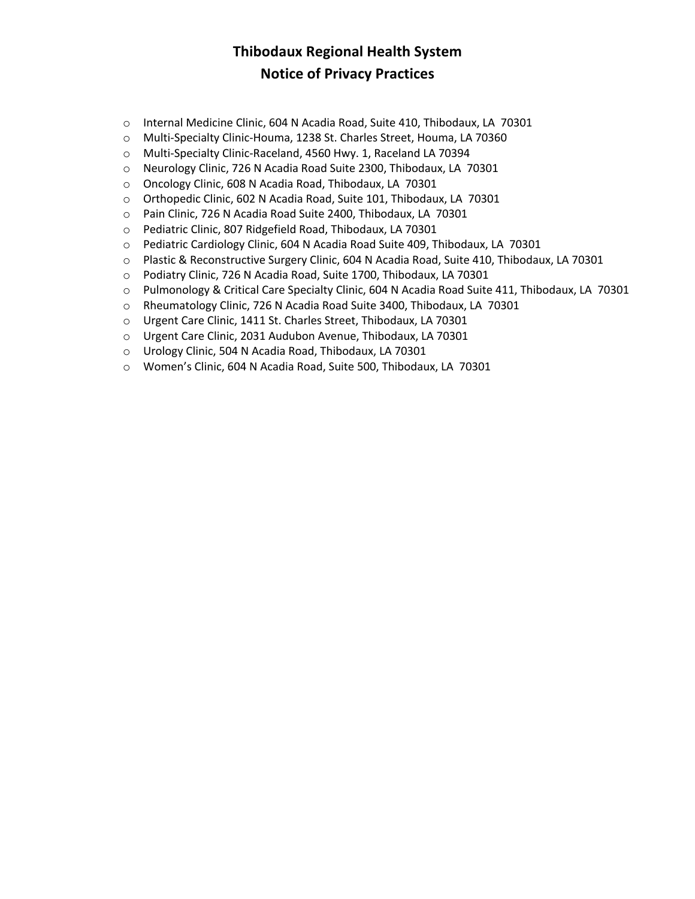**Thibodaux Regional Health System**

**Notice of Privacy Practices**

- Internal Medicine Clinic, 604 N Acadia Road, Suite 410, Thibodaux, LA 70301
- Multi-Specialty Clinic-Houma, 1238 St. Charles Street, Houma, LA 70360
- Multi-Specialty Clinic-Raceland, 4560 Hwy. 1, Raceland LA 70394
- Neurology Clinic, 726 N Acadia Road Suite 2300, Thibodaux, LA 70301
- Oncology Clinic, 608 N Acadia Road, Thibodaux, LA 70301
- Orthopedic Clinic, 602 N Acadia Road, Suite 101, Thibodaux, LA 70301
- Pain Clinic, 726 N Acadia Road Suite 2400, Thibodaux, LA 70301
- Pediatric Clinic, 807 Ridgefield Road, Thibodaux, LA 70301
- Pediatric Cardiology Clinic, 604 N Acadia Road Suite 409, Thibodaux, LA 70301
- Plastic & Reconstructive Surgery Clinic, 604 N Acadia Road, Suite 410, Thibodaux, LA 70301
- Podiatry Clinic, 726 N Acadia Road, Suite 1700, Thibodaux, LA 70301
- Pulmonology & Critical Care Specialty Clinic, 604 N Acadia Road Suite 411, Thibodaux, LA 70301
- Rheumatology Clinic, 726 N Acadia Road Suite 3400, Thibodaux, LA 70301
- Urgent Care Clinic, 1411 St. Charles Street, Thibodaux, LA 70301
- Urgent Care Clinic, 2031 Audubon Avenue, Thibodaux, LA 70301
- Urology Clinic, 504 N Acadia Road, Thibodaux, LA 70301
- Women's Clinic, 604 N Acadia Road, Suite 500, Thibodaux, LA 70301